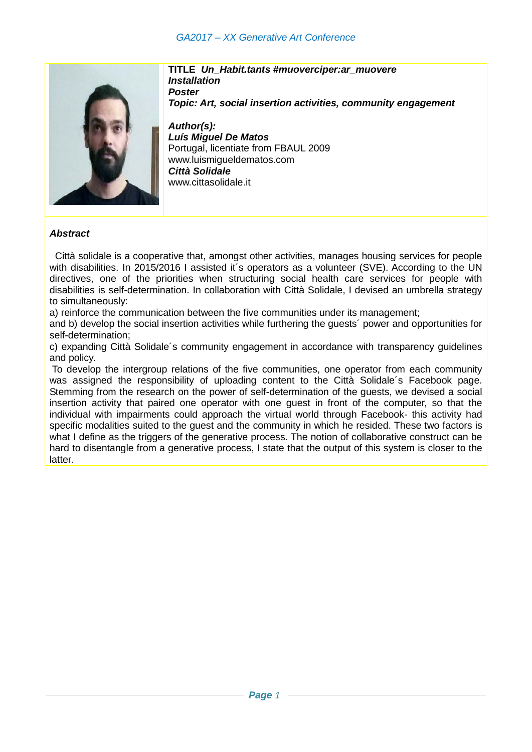**TITLE** ***Un_Habit.tants #muoverciper:ar_muovere***
***Installation***
***Poster***
***Topic: Art, social insertion activities, community engagement***

***Author(s):***
***Luís Miguel De Matos***
Portugal, licentiate from FBAUL 2009
www.luismigueldematos.com
***Città Solidale***
www.cittasolidale.it

***Abstract***

Città solidale is a cooperative that, amongst other activities, manages housing services for people with disabilities. In 2015/2016 I assisted it´s operators as a volunteer (SVE). According to the UN directives, one of the priorities when structuring social health care services for people with disabilities is self-determination. In collaboration with Città Solidale, I devised an umbrella strategy to simultaneously:

a) reinforce the communication between the five communities under its management;

and b) develop the social insertion activities while furthering the guests´ power and opportunities for self-determination;

c) expanding Città Solidale´s community engagement in accordance with transparency guidelines and policy.

To develop the intergroup relations of the five communities, one operator from each community was assigned the responsibility of uploading content to the Città Solidale´s Facebook page. Stemming from the research on the power of self-determination of the guests, we devised a social insertion activity that paired one operator with one guest in front of the computer, so that the individual with impairments could approach the virtual world through Facebook- this activity had specific modalities suited to the guest and the community in which he resided. These two factors is what I define as the triggers of the generative process. The notion of collaborative construct can be hard to disentangle from a generative process, I state that the output of this system is closer to the latter.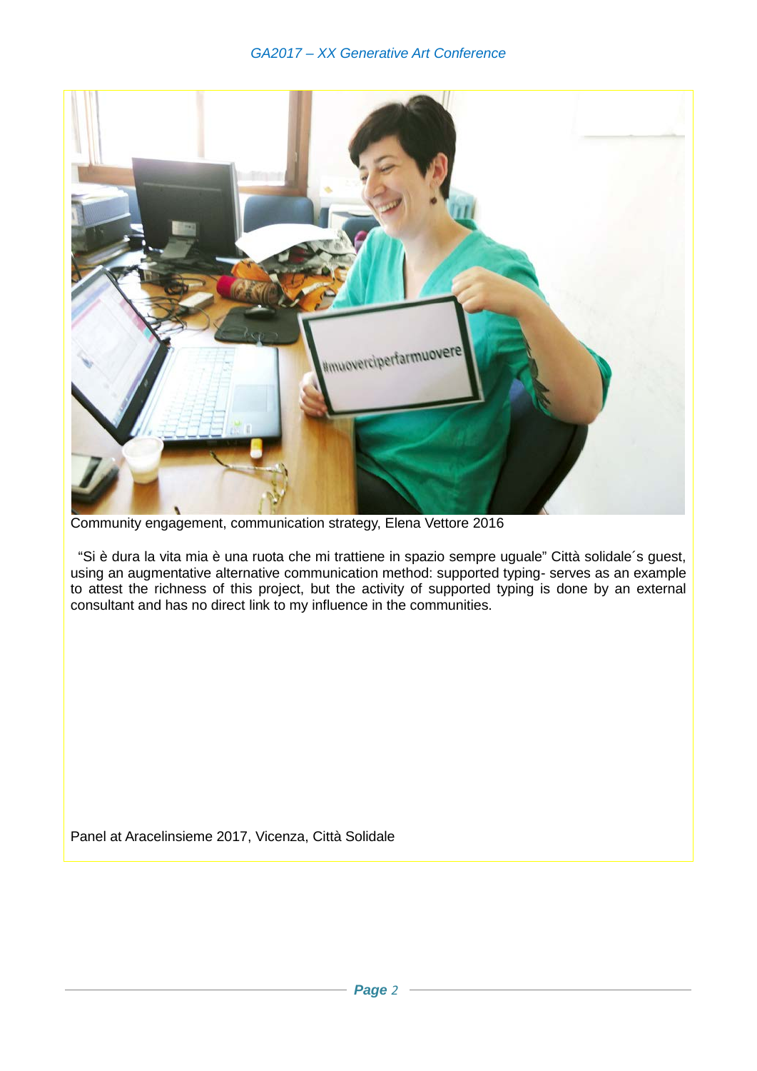Community engagement, communication strategy, Elena Vettore 2016

“Si è dura la vita mia è una ruota che mi trattiene in spazio sempre uguale” Città solidale´s guest, using an augmentative alternative communication method: supported typing- serves as an example to attest the richness of this project, but the activity of supported typing is done by an external consultant and has no direct link to my influence in the communities.

Panel at Aracelinsieme 2017, Vicenza, Città Solidale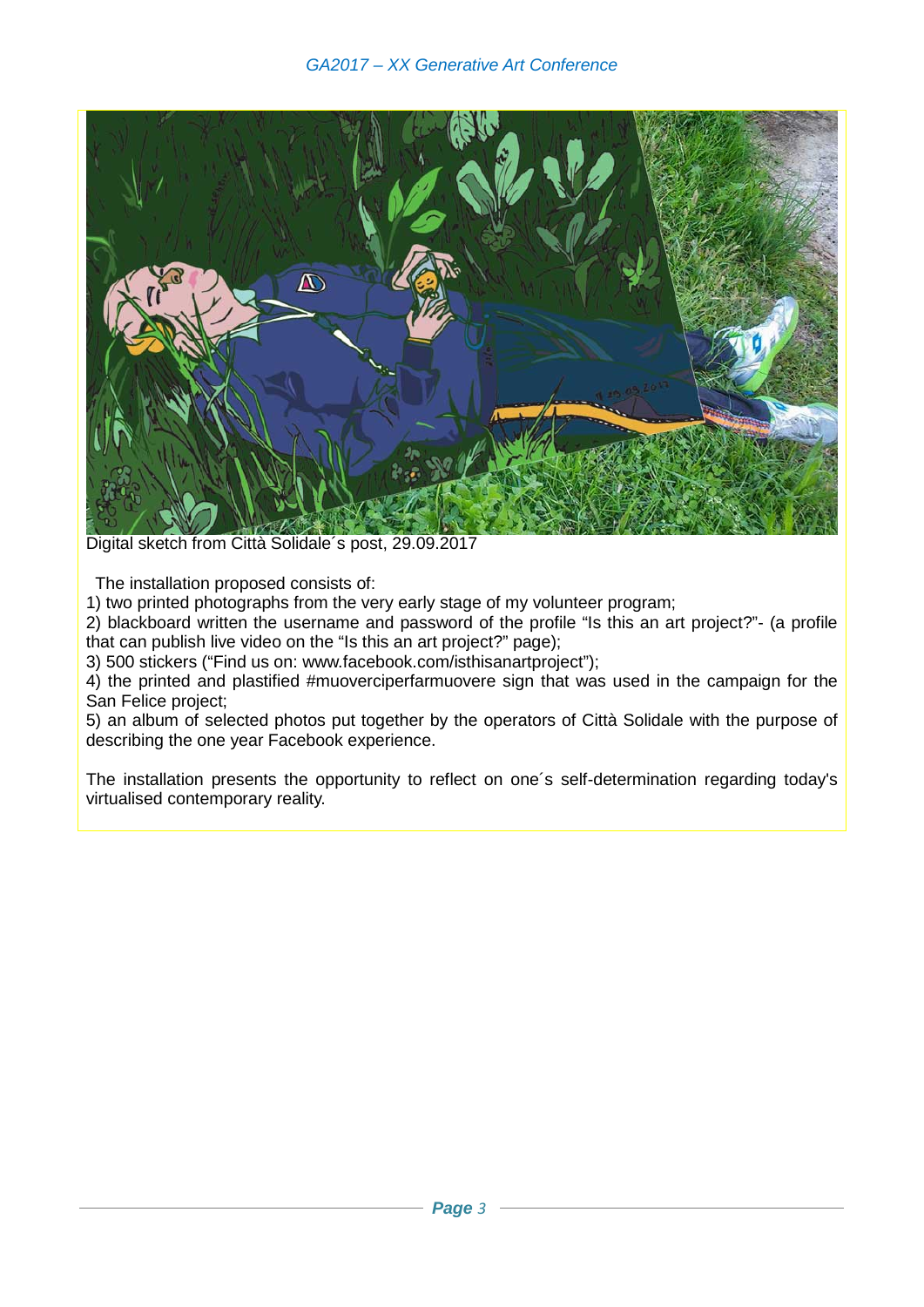Digital sketch from Città Solidale´s post, 29.09.2017

The installation proposed consists of:

1) two printed photographs from the very early stage of my volunteer program;
2) blackboard written the username and password of the profile “Is this an art project?”- (a profile that can publish live video on the “Is this an art project?” page);
3) 500 stickers (“Find us on: www.facebook.com/isthisanartproject”);
4) the printed and plastified #muoverciperfarmuovere sign that was used in the campaign for the San Felice project;
5) an album of selected photos put together by the operators of Città Solidale with the purpose of describing the one year Facebook experience.

The installation presents the opportunity to reflect on one´s self-determination regarding today's virtualised contemporary reality.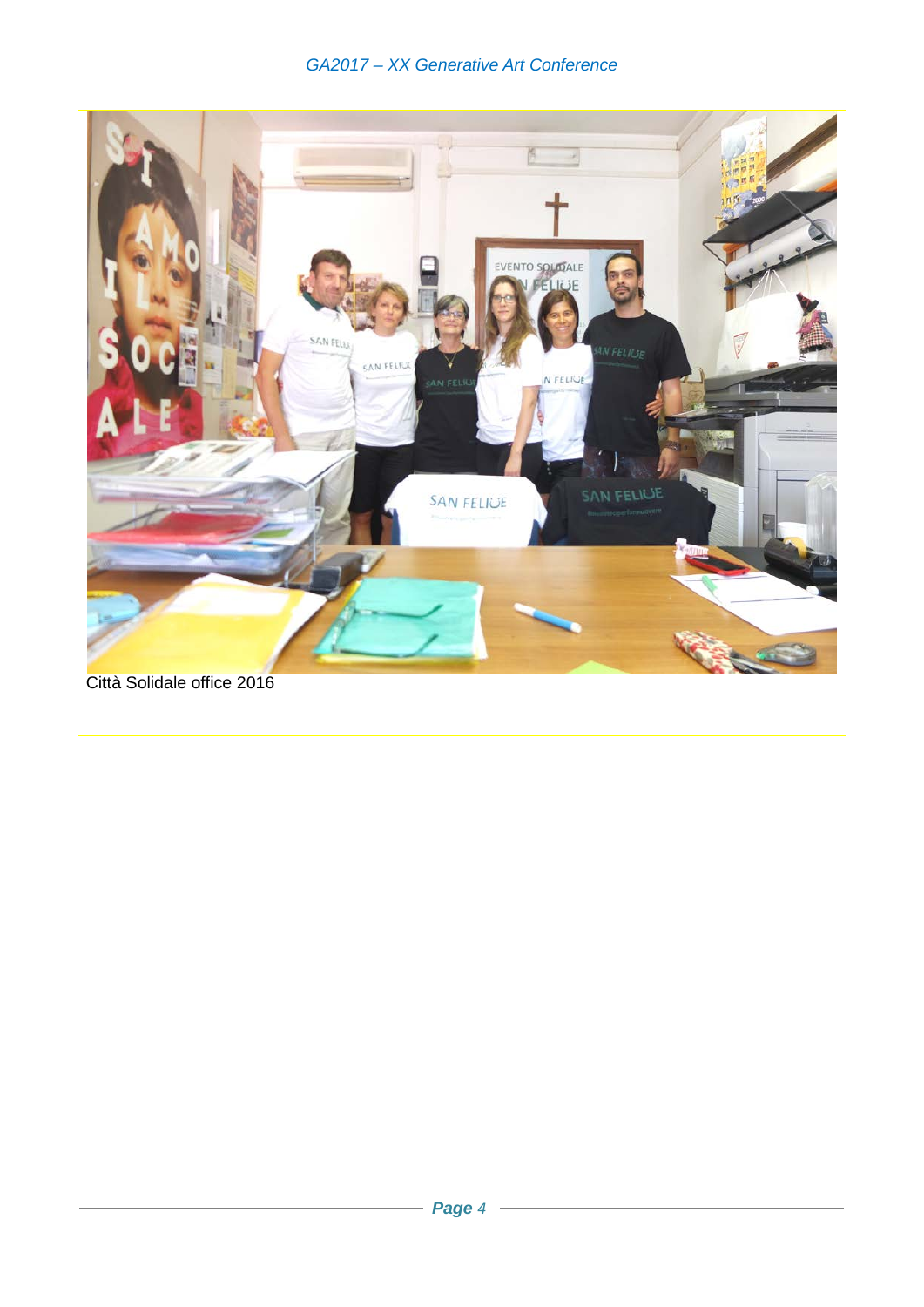Città Solidale office 2016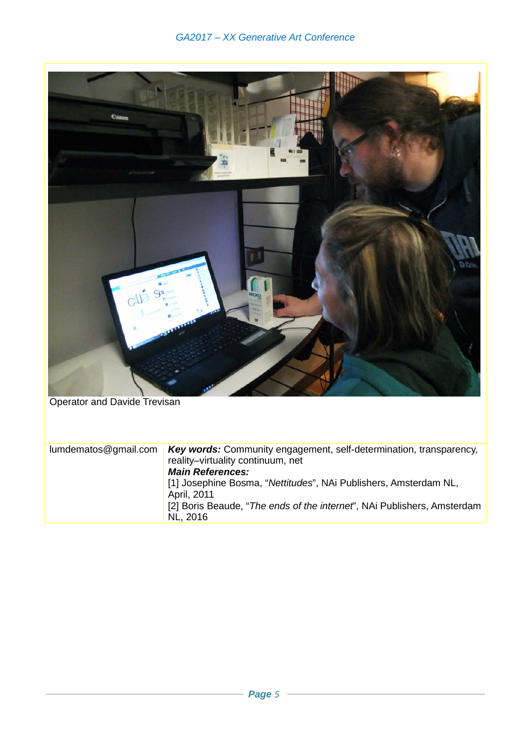Operator and Davide Trevisan

| | |
|---|---|
| lumdematos@gmail.com | ***Key words:*** Community engagement, self-determination, transparency, reality–virtuality continuum, net<br>***Main References:***<br>[1] Josephine Bosma, "*Nettitudes*", NAi Publishers, Amsterdam NL, April, 2011<br>[2] Boris Beaude, "*The ends of the internet*", NAi Publishers, Amsterdam NL, 2016 |